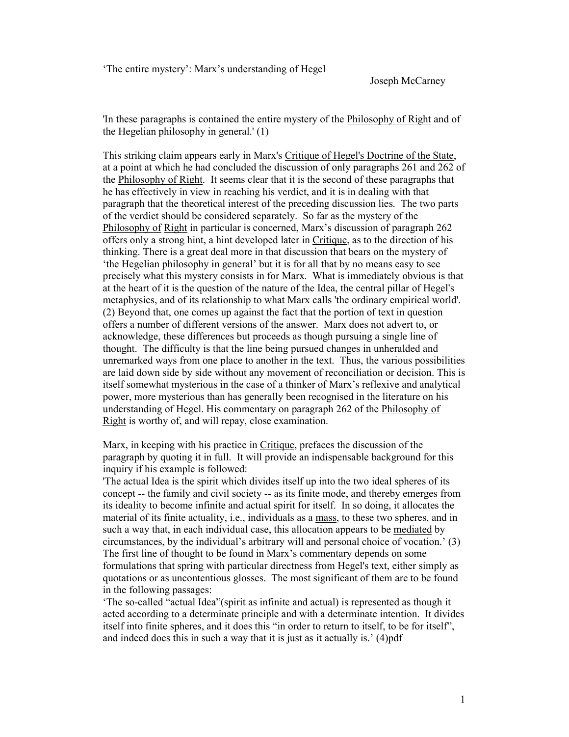'The entire mystery': Marx's understanding of Hegel

Joseph McCarney

'In these paragraphs is contained the entire mystery of the Philosophy of Right and of the Hegelian philosophy in general.' (1)

This striking claim appears early in Marx's Critique of Hegel's Doctrine of the State, at a point at which he had concluded the discussion of only paragraphs 261 and 262 of the Philosophy of Right. It seems clear that it is the second of these paragraphs that he has effectively in view in reaching his verdict, and it is in dealing with that paragraph that the theoretical interest of the preceding discussion lies. The two parts of the verdict should be considered separately. So far as the mystery of the Philosophy of Right in particular is concerned, Marx's discussion of paragraph 262 offers only a strong hint, a hint developed later in Critique, as to the direction of his thinking. There is a great deal more in that discussion that bears on the mystery of 'the Hegelian philosophy in general' but it is for all that by no means easy to see precisely what this mystery consists in for Marx. What is immediately obvious is that at the heart of it is the question of the nature of the Idea, the central pillar of Hegel's metaphysics, and of its relationship to what Marx calls 'the ordinary empirical world'. (2) Beyond that, one comes up against the fact that the portion of text in question offers a number of different versions of the answer. Marx does not advert to, or acknowledge, these differences but proceeds as though pursuing a single line of thought. The difficulty is that the line being pursued changes in unheralded and unremarked ways from one place to another in the text. Thus, the various possibilities are laid down side by side without any movement of reconciliation or decision. This is itself somewhat mysterious in the case of a thinker of Marx's reflexive and analytical power, more mysterious than has generally been recognised in the literature on his understanding of Hegel. His commentary on paragraph 262 of the Philosophy of Right is worthy of, and will repay, close examination.

Marx, in keeping with his practice in Critique, prefaces the discussion of the paragraph by quoting it in full. It will provide an indispensable background for this inquiry if his example is followed:

'The actual Idea is the spirit which divides itself up into the two ideal spheres of its concept -- the family and civil society -- as its finite mode, and thereby emerges from its ideality to become infinite and actual spirit for itself. In so doing, it allocates the material of its finite actuality, i.e., individuals as a mass, to these two spheres, and in such a way that, in each individual case, this allocation appears to be mediated by circumstances, by the individual's arbitrary will and personal choice of vocation.' (3)

The first line of thought to be found in Marx's commentary depends on some formulations that spring with particular directness from Hegel's text, either simply as quotations or as uncontentious glosses. The most significant of them are to be found in the following passages:

'The so-called "actual Idea"(spirit as infinite and actual) is represented as though it acted according to a determinate principle and with a determinate intention. It divides itself into finite spheres, and it does this "in order to return to itself, to be for itself", and indeed does this in such a way that it is just as it actually is.' (4)pdf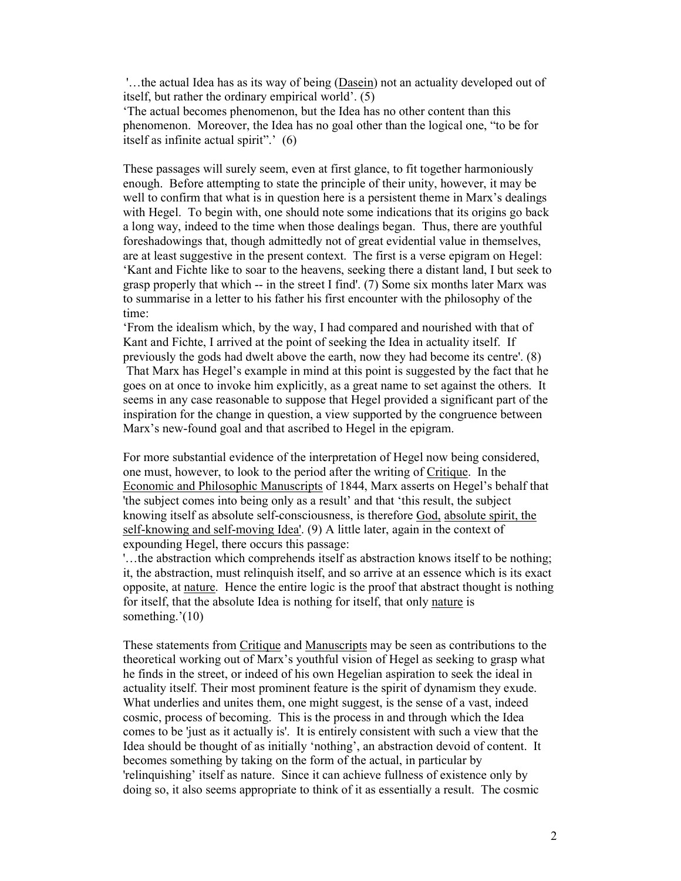'…the actual Idea has as its way of being (Dasein) not an actuality developed out of itself, but rather the ordinary empirical world'. (5)

'The actual becomes phenomenon, but the Idea has no other content than this phenomenon. Moreover, the Idea has no goal other than the logical one, "to be for itself as infinite actual spirit".' (6)

These passages will surely seem, even at first glance, to fit together harmoniously enough. Before attempting to state the principle of their unity, however, it may be well to confirm that what is in question here is a persistent theme in Marx's dealings with Hegel. To begin with, one should note some indications that its origins go back a long way, indeed to the time when those dealings began. Thus, there are youthful foreshadowings that, though admittedly not of great evidential value in themselves, are at least suggestive in the present context. The first is a verse epigram on Hegel: 'Kant and Fichte like to soar to the heavens, seeking there a distant land, I but seek to grasp properly that which -- in the street I find'. (7) Some six months later Marx was to summarise in a letter to his father his first encounter with the philosophy of the time:

'From the idealism which, by the way, I had compared and nourished with that of Kant and Fichte, I arrived at the point of seeking the Idea in actuality itself. If previously the gods had dwelt above the earth, now they had become its centre'. (8)

That Marx has Hegel's example in mind at this point is suggested by the fact that he goes on at once to invoke him explicitly, as a great name to set against the others. It seems in any case reasonable to suppose that Hegel provided a significant part of the inspiration for the change in question, a view supported by the congruence between Marx's new-found goal and that ascribed to Hegel in the epigram.

For more substantial evidence of the interpretation of Hegel now being considered, one must, however, to look to the period after the writing of Critique. In the Economic and Philosophic Manuscripts of 1844, Marx asserts on Hegel's behalf that 'the subject comes into being only as a result' and that 'this result, the subject knowing itself as absolute self-consciousness, is therefore God, absolute spirit, the self-knowing and self-moving Idea'. (9) A little later, again in the context of expounding Hegel, there occurs this passage:

'…the abstraction which comprehends itself as abstraction knows itself to be nothing; it, the abstraction, must relinquish itself, and so arrive at an essence which is its exact opposite, at nature. Hence the entire logic is the proof that abstract thought is nothing for itself, that the absolute Idea is nothing for itself, that only nature is something.'(10)

These statements from Critique and Manuscripts may be seen as contributions to the theoretical working out of Marx's youthful vision of Hegel as seeking to grasp what he finds in the street, or indeed of his own Hegelian aspiration to seek the ideal in actuality itself. Their most prominent feature is the spirit of dynamism they exude. What underlies and unites them, one might suggest, is the sense of a vast, indeed cosmic, process of becoming. This is the process in and through which the Idea comes to be 'just as it actually is'. It is entirely consistent with such a view that the Idea should be thought of as initially 'nothing', an abstraction devoid of content. It becomes something by taking on the form of the actual, in particular by 'relinquishing' itself as nature. Since it can achieve fullness of existence only by doing so, it also seems appropriate to think of it as essentially a result. The cosmic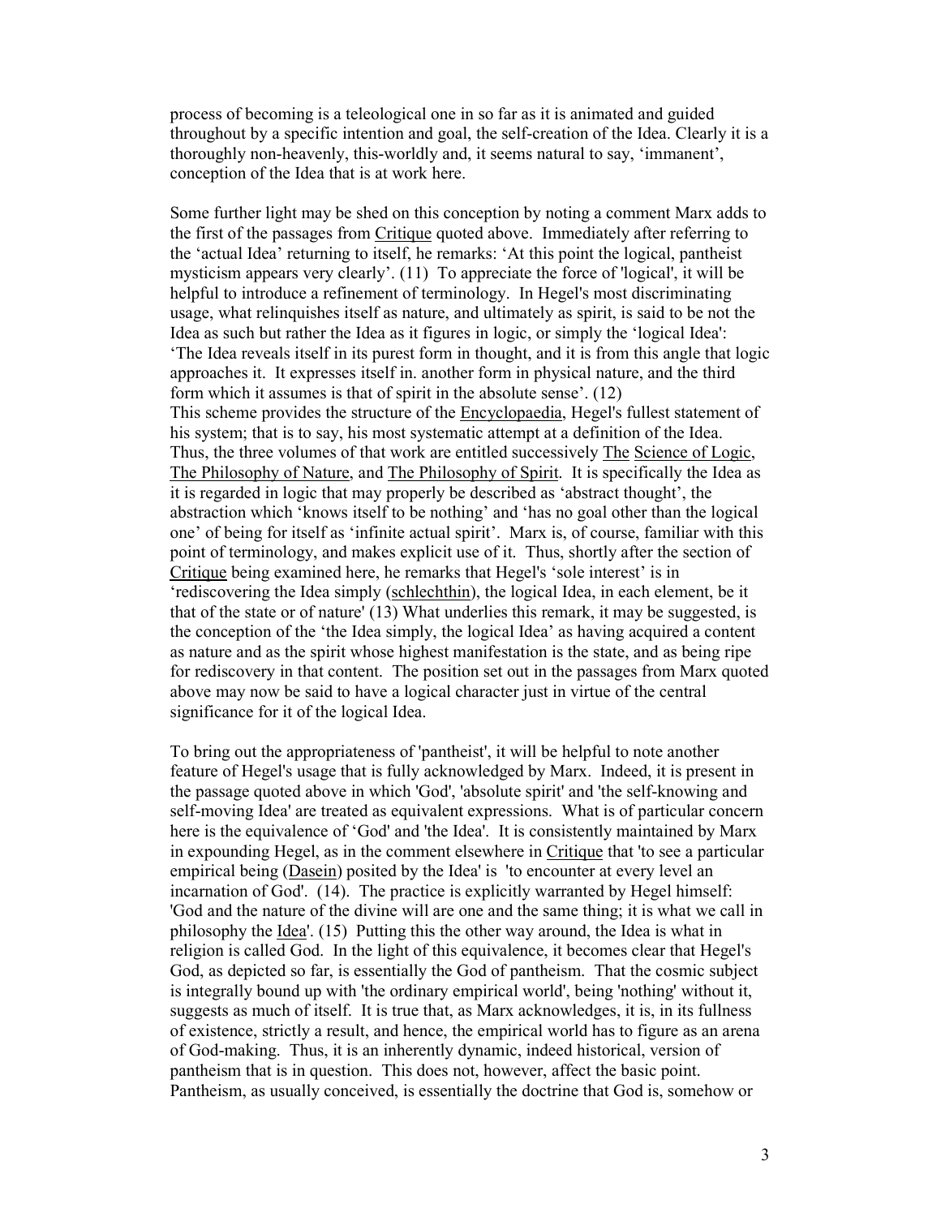process of becoming is a teleological one in so far as it is animated and guided throughout by a specific intention and goal, the self-creation of the Idea. Clearly it is a thoroughly non-heavenly, this-worldly and, it seems natural to say, 'immanent', conception of the Idea that is at work here.

Some further light may be shed on this conception by noting a comment Marx adds to the first of the passages from Critique quoted above. Immediately after referring to the 'actual Idea' returning to itself, he remarks: 'At this point the logical, pantheist mysticism appears very clearly'. (11) To appreciate the force of 'logical', it will be helpful to introduce a refinement of terminology. In Hegel's most discriminating usage, what relinquishes itself as nature, and ultimately as spirit, is said to be not the Idea as such but rather the Idea as it figures in logic, or simply the 'logical Idea': 'The Idea reveals itself in its purest form in thought, and it is from this angle that logic approaches it. It expresses itself in. another form in physical nature, and the third form which it assumes is that of spirit in the absolute sense'. (12)
This scheme provides the structure of the Encyclopaedia, Hegel's fullest statement of his system; that is to say, his most systematic attempt at a definition of the Idea. Thus, the three volumes of that work are entitled successively The Science of Logic, The Philosophy of Nature, and The Philosophy of Spirit. It is specifically the Idea as it is regarded in logic that may properly be described as 'abstract thought', the abstraction which 'knows itself to be nothing' and 'has no goal other than the logical one' of being for itself as 'infinite actual spirit'. Marx is, of course, familiar with this point of terminology, and makes explicit use of it. Thus, shortly after the section of Critique being examined here, he remarks that Hegel's 'sole interest' is in 'rediscovering the Idea simply (schlechthin), the logical Idea, in each element, be it that of the state or of nature' (13) What underlies this remark, it may be suggested, is the conception of the 'the Idea simply, the logical Idea' as having acquired a content as nature and as the spirit whose highest manifestation is the state, and as being ripe for rediscovery in that content. The position set out in the passages from Marx quoted above may now be said to have a logical character just in virtue of the central significance for it of the logical Idea.

To bring out the appropriateness of 'pantheist', it will be helpful to note another feature of Hegel's usage that is fully acknowledged by Marx. Indeed, it is present in the passage quoted above in which 'God', 'absolute spirit' and 'the self-knowing and self-moving Idea' are treated as equivalent expressions. What is of particular concern here is the equivalence of 'God' and 'the Idea'. It is consistently maintained by Marx in expounding Hegel, as in the comment elsewhere in Critique that 'to see a particular empirical being (Dasein) posited by the Idea' is 'to encounter at every level an incarnation of God'. (14). The practice is explicitly warranted by Hegel himself: 'God and the nature of the divine will are one and the same thing; it is what we call in philosophy the Idea'. (15) Putting this the other way around, the Idea is what in religion is called God. In the light of this equivalence, it becomes clear that Hegel's God, as depicted so far, is essentially the God of pantheism. That the cosmic subject is integrally bound up with 'the ordinary empirical world', being 'nothing' without it, suggests as much of itself. It is true that, as Marx acknowledges, it is, in its fullness of existence, strictly a result, and hence, the empirical world has to figure as an arena of God-making. Thus, it is an inherently dynamic, indeed historical, version of pantheism that is in question. This does not, however, affect the basic point. Pantheism, as usually conceived, is essentially the doctrine that God is, somehow or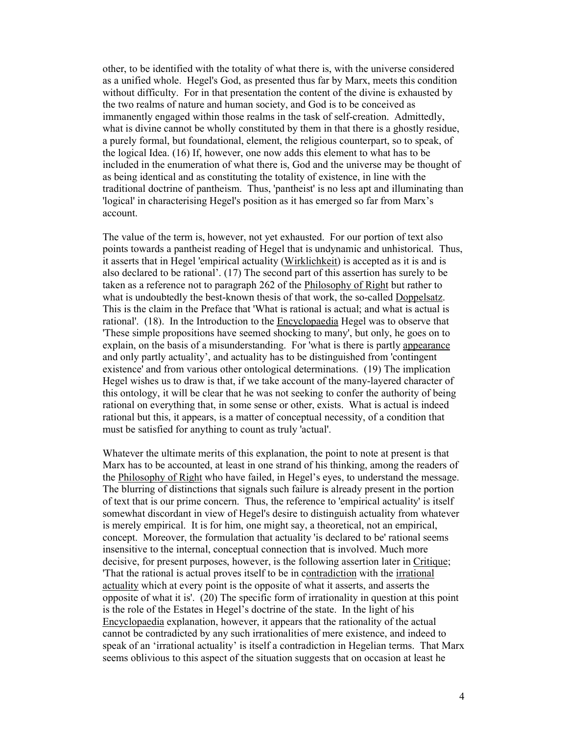other, to be identified with the totality of what there is, with the universe considered as a unified whole. Hegel's God, as presented thus far by Marx, meets this condition without difficulty. For in that presentation the content of the divine is exhausted by the two realms of nature and human society, and God is to be conceived as immanently engaged within those realms in the task of self-creation. Admittedly, what is divine cannot be wholly constituted by them in that there is a ghostly residue, a purely formal, but foundational, element, the religious counterpart, so to speak, of the logical Idea. (16) If, however, one now adds this element to what has to be included in the enumeration of what there is, God and the universe may be thought of as being identical and as constituting the totality of existence, in line with the traditional doctrine of pantheism. Thus, 'pantheist' is no less apt and illuminating than 'logical' in characterising Hegel's position as it has emerged so far from Marx's account.

The value of the term is, however, not yet exhausted. For our portion of text also points towards a pantheist reading of Hegel that is undynamic and unhistorical. Thus, it asserts that in Hegel 'empirical actuality (Wirklichkeit) is accepted as it is and is also declared to be rational'. (17) The second part of this assertion has surely to be taken as a reference not to paragraph 262 of the Philosophy of Right but rather to what is undoubtedly the best-known thesis of that work, the so-called Doppelsatz. This is the claim in the Preface that 'What is rational is actual; and what is actual is rational'. (18). In the Introduction to the Encyclopaedia Hegel was to observe that 'These simple propositions have seemed shocking to many', but only, he goes on to explain, on the basis of a misunderstanding. For 'what is there is partly appearance and only partly actuality', and actuality has to be distinguished from 'contingent existence' and from various other ontological determinations. (19) The implication Hegel wishes us to draw is that, if we take account of the many-layered character of this ontology, it will be clear that he was not seeking to confer the authority of being rational on everything that, in some sense or other, exists. What is actual is indeed rational but this, it appears, is a matter of conceptual necessity, of a condition that must be satisfied for anything to count as truly 'actual'.

Whatever the ultimate merits of this explanation, the point to note at present is that Marx has to be accounted, at least in one strand of his thinking, among the readers of the Philosophy of Right who have failed, in Hegel's eyes, to understand the message. The blurring of distinctions that signals such failure is already present in the portion of text that is our prime concern. Thus, the reference to 'empirical actuality' is itself somewhat discordant in view of Hegel's desire to distinguish actuality from whatever is merely empirical. It is for him, one might say, a theoretical, not an empirical, concept. Moreover, the formulation that actuality 'is declared to be' rational seems insensitive to the internal, conceptual connection that is involved. Much more decisive, for present purposes, however, is the following assertion later in Critique; 'That the rational is actual proves itself to be in contradiction with the irrational actuality which at every point is the opposite of what it asserts, and asserts the opposite of what it is'. (20) The specific form of irrationality in question at this point is the role of the Estates in Hegel's doctrine of the state. In the light of his Encyclopaedia explanation, however, it appears that the rationality of the actual cannot be contradicted by any such irrationalities of mere existence, and indeed to speak of an 'irrational actuality' is itself a contradiction in Hegelian terms. That Marx seems oblivious to this aspect of the situation suggests that on occasion at least he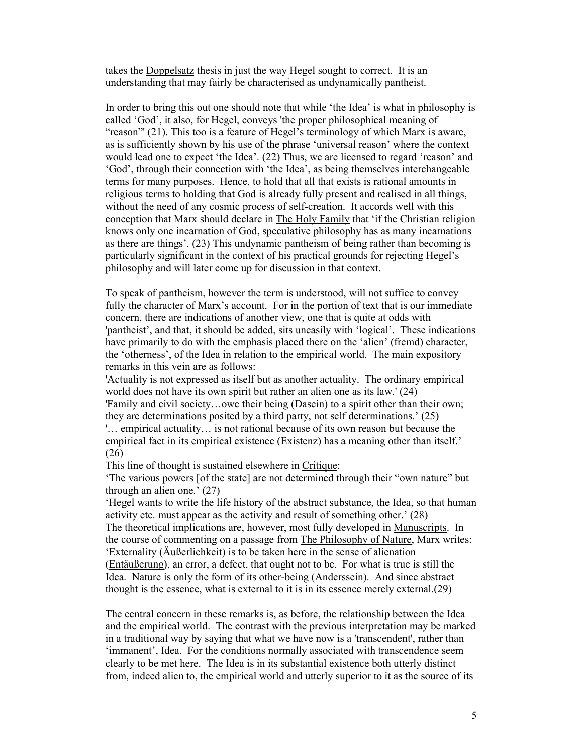takes the Doppelsatz thesis in just the way Hegel sought to correct. It is an understanding that may fairly be characterised as undynamically pantheist.

In order to bring this out one should note that while 'the Idea' is what in philosophy is called 'God', it also, for Hegel, conveys 'the proper philosophical meaning of "reason"' (21). This too is a feature of Hegel's terminology of which Marx is aware, as is sufficiently shown by his use of the phrase 'universal reason' where the context would lead one to expect 'the Idea'. (22) Thus, we are licensed to regard 'reason' and 'God', through their connection with 'the Idea', as being themselves interchangeable terms for many purposes. Hence, to hold that all that exists is rational amounts in religious terms to holding that God is already fully present and realised in all things, without the need of any cosmic process of self-creation. It accords well with this conception that Marx should declare in The Holy Family that 'if the Christian religion knows only one incarnation of God, speculative philosophy has as many incarnations as there are things'. (23) This undynamic pantheism of being rather than becoming is particularly significant in the context of his practical grounds for rejecting Hegel's philosophy and will later come up for discussion in that context.

To speak of pantheism, however the term is understood, will not suffice to convey fully the character of Marx's account. For in the portion of text that is our immediate concern, there are indications of another view, one that is quite at odds with 'pantheist', and that, it should be added, sits uneasily with 'logical'. These indications have primarily to do with the emphasis placed there on the 'alien' (fremd) character, the 'otherness', of the Idea in relation to the empirical world. The main expository remarks in this vein are as follows:

'Actuality is not expressed as itself but as another actuality. The ordinary empirical world does not have its own spirit but rather an alien one as its law.' (24)

'Family and civil society…owe their being (Dasein) to a spirit other than their own; they are determinations posited by a third party, not self determinations.' (25)

'… empirical actuality… is not rational because of its own reason but because the empirical fact in its empirical existence (Existenz) has a meaning other than itself.' (26)

This line of thought is sustained elsewhere in Critique:

'The various powers [of the state] are not determined through their "own nature" but through an alien one.' (27)

'Hegel wants to write the life history of the abstract substance, the Idea, so that human activity etc. must appear as the activity and result of something other.' (28)

The theoretical implications are, however, most fully developed in Manuscripts. In the course of commenting on a passage from The Philosophy of Nature, Marx writes: 'Externality (Äußerlichkeit) is to be taken here in the sense of alienation (Entäußerung), an error, a defect, that ought not to be. For what is true is still the Idea. Nature is only the form of its other-being (Anderssein). And since abstract thought is the essence, what is external to it is in its essence merely external.(29)

The central concern in these remarks is, as before, the relationship between the Idea and the empirical world. The contrast with the previous interpretation may be marked in a traditional way by saying that what we have now is a 'transcendent', rather than 'immanent', Idea. For the conditions normally associated with transcendence seem clearly to be met here. The Idea is in its substantial existence both utterly distinct from, indeed alien to, the empirical world and utterly superior to it as the source of its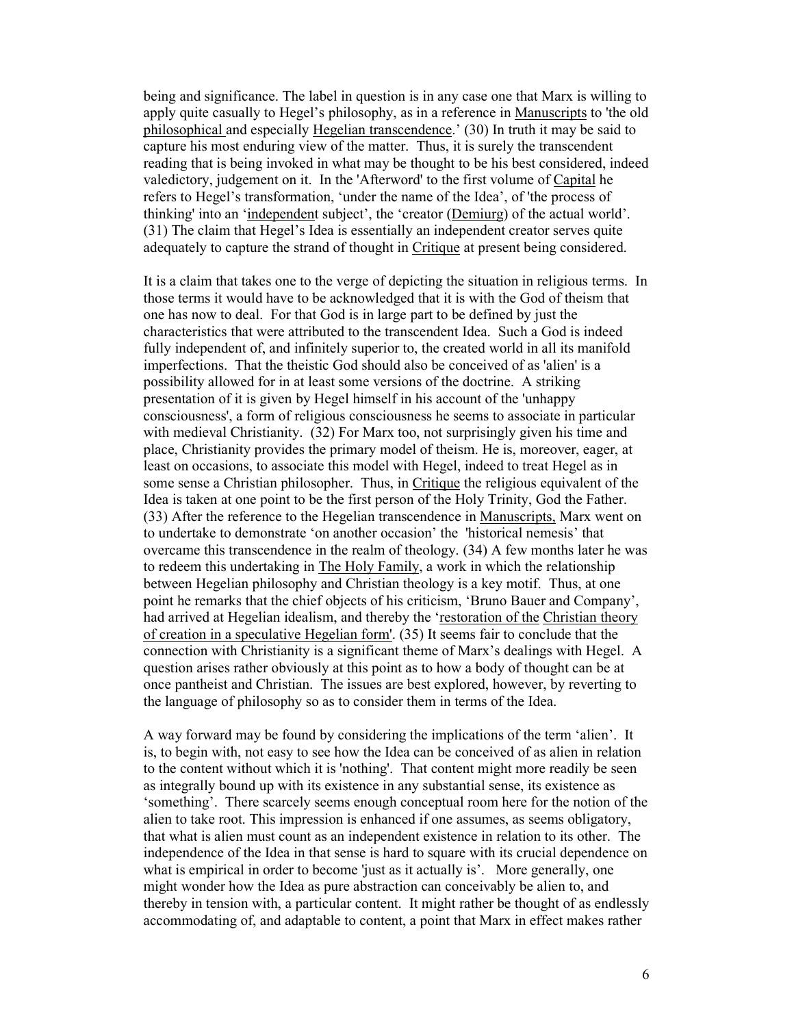being and significance. The label in question is in any case one that Marx is willing to apply quite casually to Hegel's philosophy, as in a reference in Manuscripts to 'the old philosophical and especially Hegelian transcendence.' (30) In truth it may be said to capture his most enduring view of the matter. Thus, it is surely the transcendent reading that is being invoked in what may be thought to be his best considered, indeed valedictory, judgement on it. In the 'Afterword' to the first volume of Capital he refers to Hegel's transformation, 'under the name of the Idea', of 'the process of thinking' into an 'independent subject', the 'creator (Demiurg) of the actual world'. (31) The claim that Hegel's Idea is essentially an independent creator serves quite adequately to capture the strand of thought in Critique at present being considered.

It is a claim that takes one to the verge of depicting the situation in religious terms. In those terms it would have to be acknowledged that it is with the God of theism that one has now to deal. For that God is in large part to be defined by just the characteristics that were attributed to the transcendent Idea. Such a God is indeed fully independent of, and infinitely superior to, the created world in all its manifold imperfections. That the theistic God should also be conceived of as 'alien' is a possibility allowed for in at least some versions of the doctrine. A striking presentation of it is given by Hegel himself in his account of the 'unhappy consciousness', a form of religious consciousness he seems to associate in particular with medieval Christianity. (32) For Marx too, not surprisingly given his time and place, Christianity provides the primary model of theism. He is, moreover, eager, at least on occasions, to associate this model with Hegel, indeed to treat Hegel as in some sense a Christian philosopher. Thus, in Critique the religious equivalent of the Idea is taken at one point to be the first person of the Holy Trinity, God the Father. (33) After the reference to the Hegelian transcendence in Manuscripts, Marx went on to undertake to demonstrate 'on another occasion' the 'historical nemesis' that overcame this transcendence in the realm of theology. (34) A few months later he was to redeem this undertaking in The Holy Family, a work in which the relationship between Hegelian philosophy and Christian theology is a key motif. Thus, at one point he remarks that the chief objects of his criticism, 'Bruno Bauer and Company', had arrived at Hegelian idealism, and thereby the 'restoration of the Christian theory of creation in a speculative Hegelian form'. (35) It seems fair to conclude that the connection with Christianity is a significant theme of Marx's dealings with Hegel. A question arises rather obviously at this point as to how a body of thought can be at once pantheist and Christian. The issues are best explored, however, by reverting to the language of philosophy so as to consider them in terms of the Idea.

A way forward may be found by considering the implications of the term 'alien'. It is, to begin with, not easy to see how the Idea can be conceived of as alien in relation to the content without which it is 'nothing'. That content might more readily be seen as integrally bound up with its existence in any substantial sense, its existence as 'something'. There scarcely seems enough conceptual room here for the notion of the alien to take root. This impression is enhanced if one assumes, as seems obligatory, that what is alien must count as an independent existence in relation to its other. The independence of the Idea in that sense is hard to square with its crucial dependence on what is empirical in order to become 'just as it actually is'. More generally, one might wonder how the Idea as pure abstraction can conceivably be alien to, and thereby in tension with, a particular content. It might rather be thought of as endlessly accommodating of, and adaptable to content, a point that Marx in effect makes rather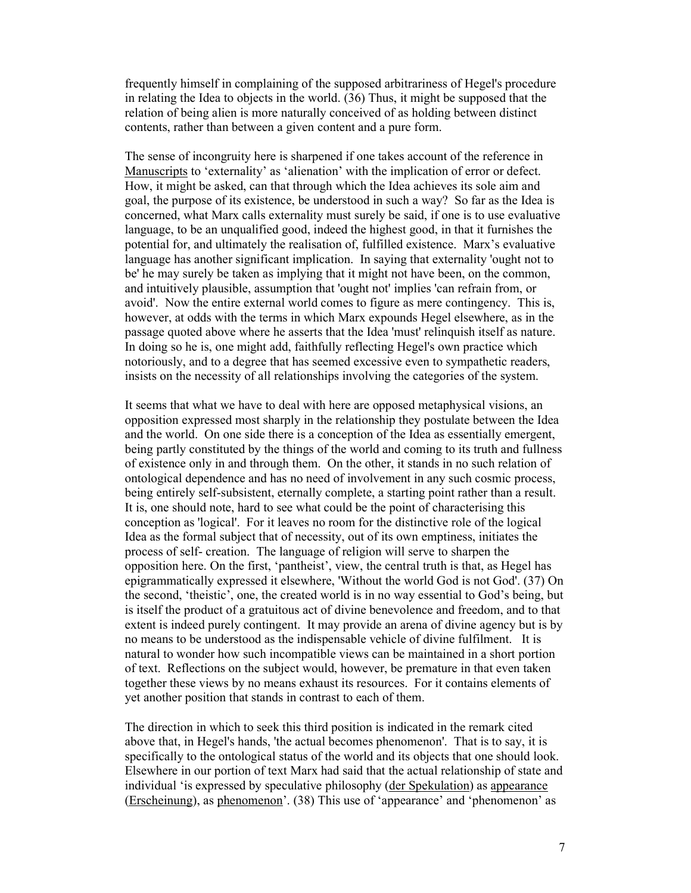frequently himself in complaining of the supposed arbitrariness of Hegel's procedure in relating the Idea to objects in the world. (36) Thus, it might be supposed that the relation of being alien is more naturally conceived of as holding between distinct contents, rather than between a given content and a pure form.

The sense of incongruity here is sharpened if one takes account of the reference in Manuscripts to 'externality' as 'alienation' with the implication of error or defect. How, it might be asked, can that through which the Idea achieves its sole aim and goal, the purpose of its existence, be understood in such a way? So far as the Idea is concerned, what Marx calls externality must surely be said, if one is to use evaluative language, to be an unqualified good, indeed the highest good, in that it furnishes the potential for, and ultimately the realisation of, fulfilled existence. Marx's evaluative language has another significant implication. In saying that externality 'ought not to be' he may surely be taken as implying that it might not have been, on the common, and intuitively plausible, assumption that 'ought not' implies 'can refrain from, or avoid'. Now the entire external world comes to figure as mere contingency. This is, however, at odds with the terms in which Marx expounds Hegel elsewhere, as in the passage quoted above where he asserts that the Idea 'must' relinquish itself as nature. In doing so he is, one might add, faithfully reflecting Hegel's own practice which notoriously, and to a degree that has seemed excessive even to sympathetic readers, insists on the necessity of all relationships involving the categories of the system.

It seems that what we have to deal with here are opposed metaphysical visions, an opposition expressed most sharply in the relationship they postulate between the Idea and the world. On one side there is a conception of the Idea as essentially emergent, being partly constituted by the things of the world and coming to its truth and fullness of existence only in and through them. On the other, it stands in no such relation of ontological dependence and has no need of involvement in any such cosmic process, being entirely self-subsistent, eternally complete, a starting point rather than a result. It is, one should note, hard to see what could be the point of characterising this conception as 'logical'. For it leaves no room for the distinctive role of the logical Idea as the formal subject that of necessity, out of its own emptiness, initiates the process of self- creation. The language of religion will serve to sharpen the opposition here. On the first, 'pantheist', view, the central truth is that, as Hegel has epigrammatically expressed it elsewhere, 'Without the world God is not God'. (37) On the second, 'theistic', one, the created world is in no way essential to God's being, but is itself the product of a gratuitous act of divine benevolence and freedom, and to that extent is indeed purely contingent. It may provide an arena of divine agency but is by no means to be understood as the indispensable vehicle of divine fulfilment. It is natural to wonder how such incompatible views can be maintained in a short portion of text. Reflections on the subject would, however, be premature in that even taken together these views by no means exhaust its resources. For it contains elements of yet another position that stands in contrast to each of them.

The direction in which to seek this third position is indicated in the remark cited above that, in Hegel's hands, 'the actual becomes phenomenon'. That is to say, it is specifically to the ontological status of the world and its objects that one should look. Elsewhere in our portion of text Marx had said that the actual relationship of state and individual 'is expressed by speculative philosophy (der Spekulation) as appearance (Erscheinung), as phenomenon'. (38) This use of 'appearance' and 'phenomenon' as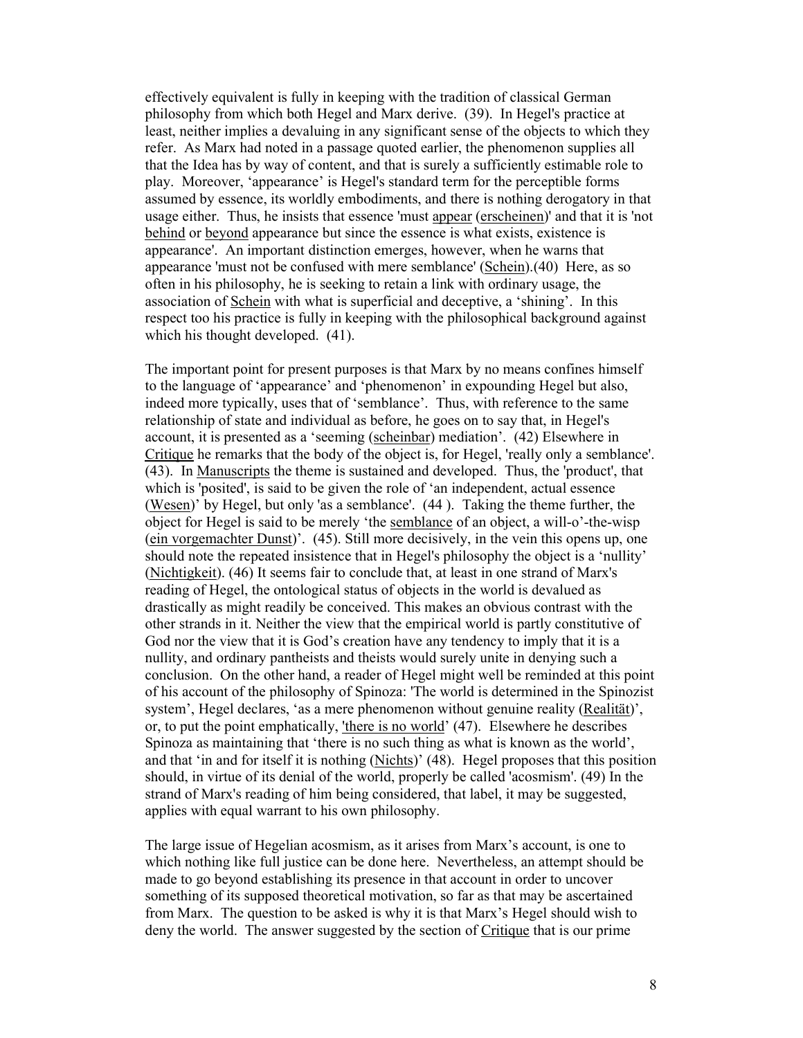effectively equivalent is fully in keeping with the tradition of classical German philosophy from which both Hegel and Marx derive. (39). In Hegel's practice at least, neither implies a devaluing in any significant sense of the objects to which they refer. As Marx had noted in a passage quoted earlier, the phenomenon supplies all that the Idea has by way of content, and that is surely a sufficiently estimable role to play. Moreover, 'appearance' is Hegel's standard term for the perceptible forms assumed by essence, its worldly embodiments, and there is nothing derogatory in that usage either. Thus, he insists that essence 'must appear (erscheinen)' and that it is 'not behind or beyond appearance but since the essence is what exists, existence is appearance'. An important distinction emerges, however, when he warns that appearance 'must not be confused with mere semblance' (Schein).(40) Here, as so often in his philosophy, he is seeking to retain a link with ordinary usage, the association of Schein with what is superficial and deceptive, a 'shining'. In this respect too his practice is fully in keeping with the philosophical background against which his thought developed. (41).

The important point for present purposes is that Marx by no means confines himself to the language of 'appearance' and 'phenomenon' in expounding Hegel but also, indeed more typically, uses that of 'semblance'. Thus, with reference to the same relationship of state and individual as before, he goes on to say that, in Hegel's account, it is presented as a 'seeming (scheinbar) mediation'. (42) Elsewhere in Critique he remarks that the body of the object is, for Hegel, 'really only a semblance'. (43). In Manuscripts the theme is sustained and developed. Thus, the 'product', that which is 'posited', is said to be given the role of 'an independent, actual essence (Wesen)' by Hegel, but only 'as a semblance'. (44 ). Taking the theme further, the object for Hegel is said to be merely 'the semblance of an object, a will-o'-the-wisp (ein vorgemachter Dunst)'. (45). Still more decisively, in the vein this opens up, one should note the repeated insistence that in Hegel's philosophy the object is a 'nullity' (Nichtigkeit). (46) It seems fair to conclude that, at least in one strand of Marx's reading of Hegel, the ontological status of objects in the world is devalued as drastically as might readily be conceived. This makes an obvious contrast with the other strands in it. Neither the view that the empirical world is partly constitutive of God nor the view that it is God's creation have any tendency to imply that it is a nullity, and ordinary pantheists and theists would surely unite in denying such a conclusion. On the other hand, a reader of Hegel might well be reminded at this point of his account of the philosophy of Spinoza: 'The world is determined in the Spinozist system', Hegel declares, 'as a mere phenomenon without genuine reality (Realität)', or, to put the point emphatically, 'there is no world' (47). Elsewhere he describes Spinoza as maintaining that 'there is no such thing as what is known as the world', and that 'in and for itself it is nothing (Nichts)' (48). Hegel proposes that this position should, in virtue of its denial of the world, properly be called 'acosmism'. (49) In the strand of Marx's reading of him being considered, that label, it may be suggested, applies with equal warrant to his own philosophy.

The large issue of Hegelian acosmism, as it arises from Marx's account, is one to which nothing like full justice can be done here. Nevertheless, an attempt should be made to go beyond establishing its presence in that account in order to uncover something of its supposed theoretical motivation, so far as that may be ascertained from Marx. The question to be asked is why it is that Marx's Hegel should wish to deny the world. The answer suggested by the section of Critique that is our prime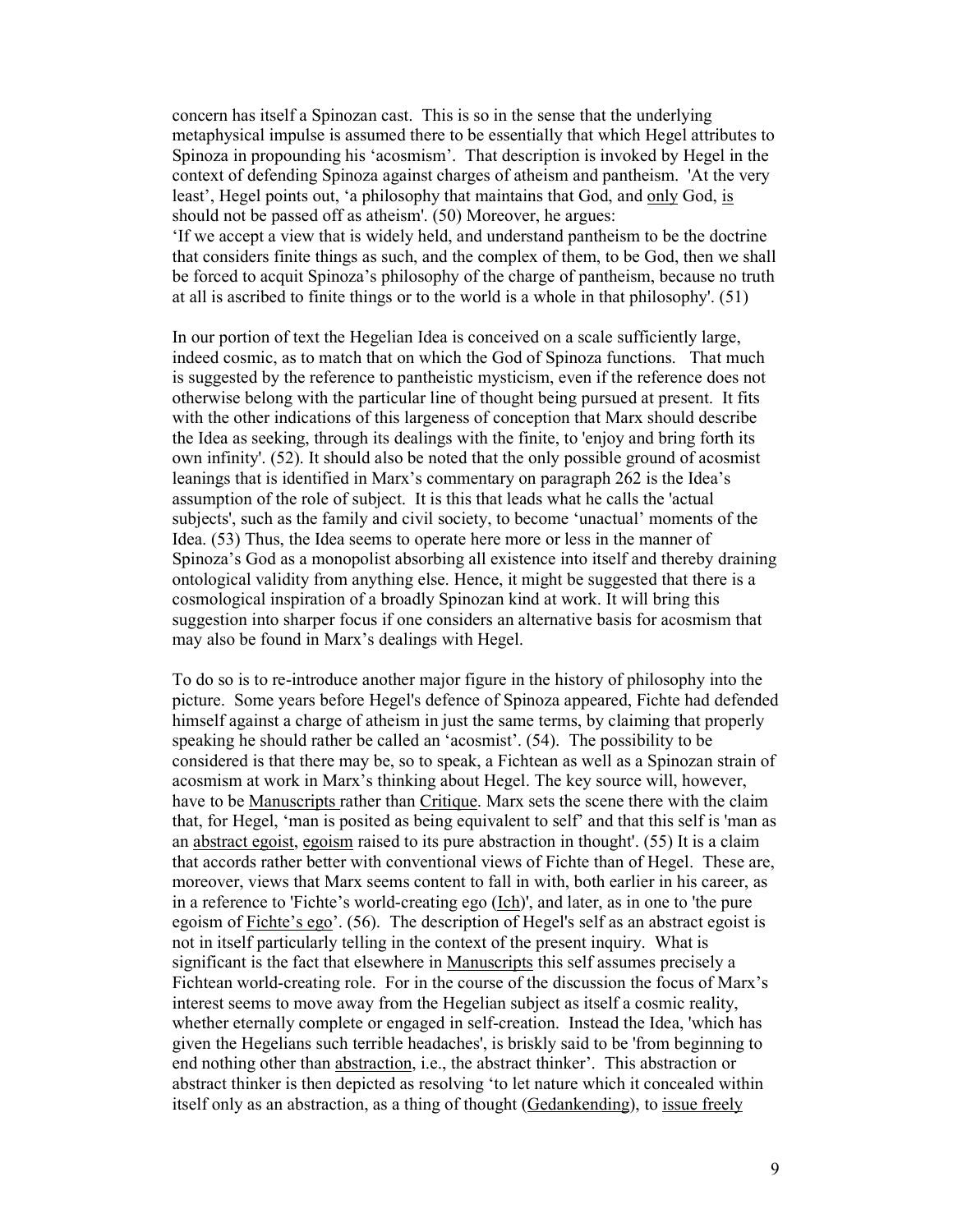concern has itself a Spinozan cast. This is so in the sense that the underlying metaphysical impulse is assumed there to be essentially that which Hegel attributes to Spinoza in propounding his 'acosmism'. That description is invoked by Hegel in the context of defending Spinoza against charges of atheism and pantheism. 'At the very least', Hegel points out, 'a philosophy that maintains that God, and only God, is should not be passed off as atheism'. (50) Moreover, he argues:

'If we accept a view that is widely held, and understand pantheism to be the doctrine that considers finite things as such, and the complex of them, to be God, then we shall be forced to acquit Spinoza's philosophy of the charge of pantheism, because no truth at all is ascribed to finite things or to the world is a whole in that philosophy'. (51)

In our portion of text the Hegelian Idea is conceived on a scale sufficiently large, indeed cosmic, as to match that on which the God of Spinoza functions. That much is suggested by the reference to pantheistic mysticism, even if the reference does not otherwise belong with the particular line of thought being pursued at present. It fits with the other indications of this largeness of conception that Marx should describe the Idea as seeking, through its dealings with the finite, to 'enjoy and bring forth its own infinity'. (52). It should also be noted that the only possible ground of acosmist leanings that is identified in Marx's commentary on paragraph 262 is the Idea's assumption of the role of subject. It is this that leads what he calls the 'actual subjects', such as the family and civil society, to become 'unactual' moments of the Idea. (53) Thus, the Idea seems to operate here more or less in the manner of Spinoza's God as a monopolist absorbing all existence into itself and thereby draining ontological validity from anything else. Hence, it might be suggested that there is a cosmological inspiration of a broadly Spinozan kind at work. It will bring this suggestion into sharper focus if one considers an alternative basis for acosmism that may also be found in Marx's dealings with Hegel.

To do so is to re-introduce another major figure in the history of philosophy into the picture. Some years before Hegel's defence of Spinoza appeared, Fichte had defended himself against a charge of atheism in just the same terms, by claiming that properly speaking he should rather be called an 'acosmist'. (54). The possibility to be considered is that there may be, so to speak, a Fichtean as well as a Spinozan strain of acosmism at work in Marx's thinking about Hegel. The key source will, however, have to be Manuscripts rather than Critique. Marx sets the scene there with the claim that, for Hegel, 'man is posited as being equivalent to self' and that this self is 'man as an abstract egoist, egoism raised to its pure abstraction in thought'. (55) It is a claim that accords rather better with conventional views of Fichte than of Hegel. These are, moreover, views that Marx seems content to fall in with, both earlier in his career, as in a reference to 'Fichte's world-creating ego (Ich)', and later, as in one to 'the pure egoism of Fichte's ego'. (56). The description of Hegel's self as an abstract egoist is not in itself particularly telling in the context of the present inquiry. What is significant is the fact that elsewhere in Manuscripts this self assumes precisely a Fichtean world-creating role. For in the course of the discussion the focus of Marx's interest seems to move away from the Hegelian subject as itself a cosmic reality, whether eternally complete or engaged in self-creation. Instead the Idea, 'which has given the Hegelians such terrible headaches', is briskly said to be 'from beginning to end nothing other than abstraction, i.e., the abstract thinker'. This abstraction or abstract thinker is then depicted as resolving 'to let nature which it concealed within itself only as an abstraction, as a thing of thought (Gedankending), to issue freely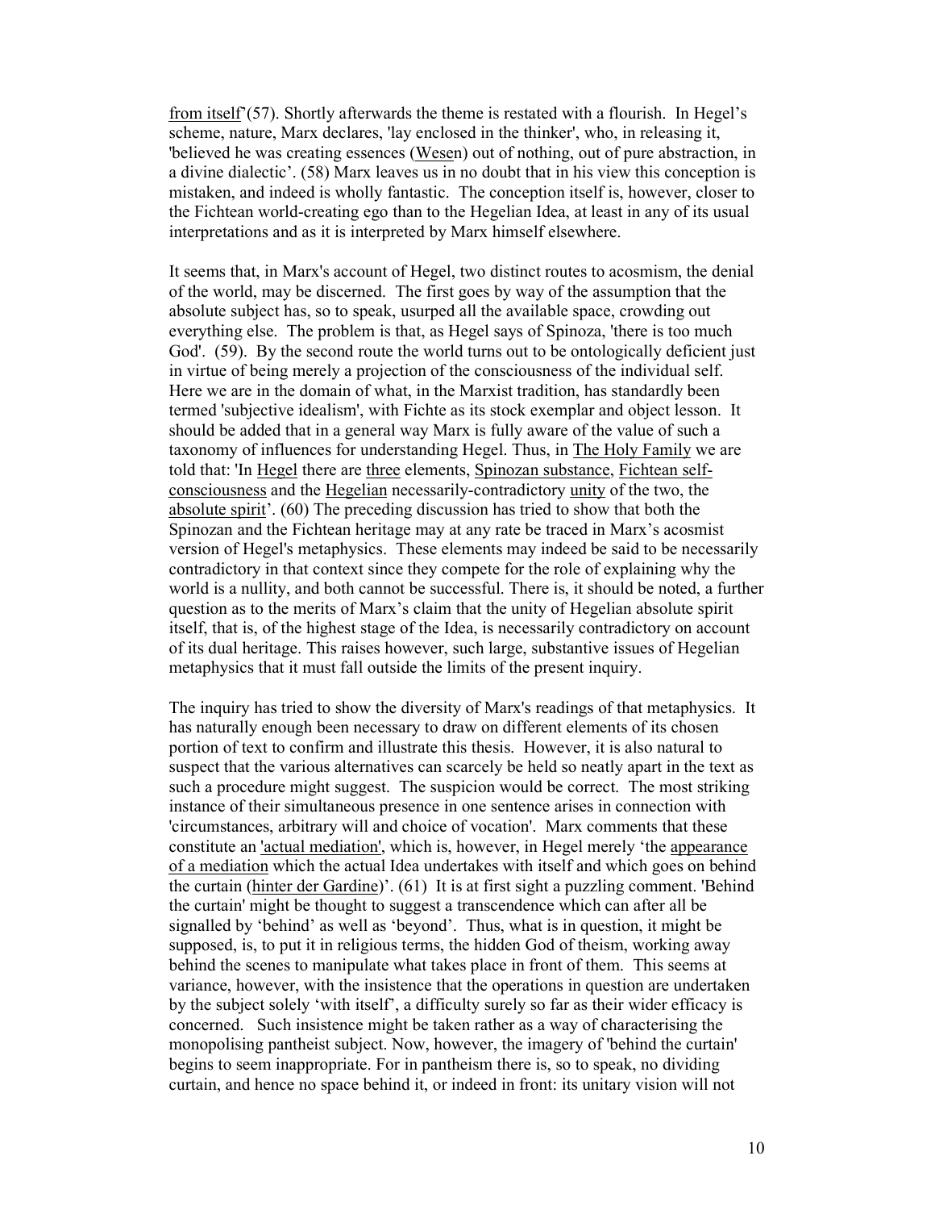from itself'(57). Shortly afterwards the theme is restated with a flourish. In Hegel's scheme, nature, Marx declares, 'lay enclosed in the thinker', who, in releasing it, 'believed he was creating essences (Wesen) out of nothing, out of pure abstraction, in a divine dialectic'. (58) Marx leaves us in no doubt that in his view this conception is mistaken, and indeed is wholly fantastic. The conception itself is, however, closer to the Fichtean world-creating ego than to the Hegelian Idea, at least in any of its usual interpretations and as it is interpreted by Marx himself elsewhere.

It seems that, in Marx's account of Hegel, two distinct routes to acosmism, the denial of the world, may be discerned. The first goes by way of the assumption that the absolute subject has, so to speak, usurped all the available space, crowding out everything else. The problem is that, as Hegel says of Spinoza, 'there is too much God'. (59). By the second route the world turns out to be ontologically deficient just in virtue of being merely a projection of the consciousness of the individual self. Here we are in the domain of what, in the Marxist tradition, has standardly been termed 'subjective idealism', with Fichte as its stock exemplar and object lesson. It should be added that in a general way Marx is fully aware of the value of such a taxonomy of influences for understanding Hegel. Thus, in The Holy Family we are told that: 'In Hegel there are three elements, Spinozan substance, Fichtean self-consciousness and the Hegelian necessarily-contradictory unity of the two, the absolute spirit'. (60) The preceding discussion has tried to show that both the Spinozan and the Fichtean heritage may at any rate be traced in Marx's acosmist version of Hegel's metaphysics. These elements may indeed be said to be necessarily contradictory in that context since they compete for the role of explaining why the world is a nullity, and both cannot be successful. There is, it should be noted, a further question as to the merits of Marx's claim that the unity of Hegelian absolute spirit itself, that is, of the highest stage of the Idea, is necessarily contradictory on account of its dual heritage. This raises however, such large, substantive issues of Hegelian metaphysics that it must fall outside the limits of the present inquiry.

The inquiry has tried to show the diversity of Marx's readings of that metaphysics. It has naturally enough been necessary to draw on different elements of its chosen portion of text to confirm and illustrate this thesis. However, it is also natural to suspect that the various alternatives can scarcely be held so neatly apart in the text as such a procedure might suggest. The suspicion would be correct. The most striking instance of their simultaneous presence in one sentence arises in connection with 'circumstances, arbitrary will and choice of vocation'. Marx comments that these constitute an 'actual mediation', which is, however, in Hegel merely 'the appearance of a mediation which the actual Idea undertakes with itself and which goes on behind the curtain (hinter der Gardine)'. (61) It is at first sight a puzzling comment. 'Behind the curtain' might be thought to suggest a transcendence which can after all be signalled by 'behind' as well as 'beyond'. Thus, what is in question, it might be supposed, is, to put it in religious terms, the hidden God of theism, working away behind the scenes to manipulate what takes place in front of them. This seems at variance, however, with the insistence that the operations in question are undertaken by the subject solely 'with itself', a difficulty surely so far as their wider efficacy is concerned. Such insistence might be taken rather as a way of characterising the monopolising pantheist subject. Now, however, the imagery of 'behind the curtain' begins to seem inappropriate. For in pantheism there is, so to speak, no dividing curtain, and hence no space behind it, or indeed in front: its unitary vision will not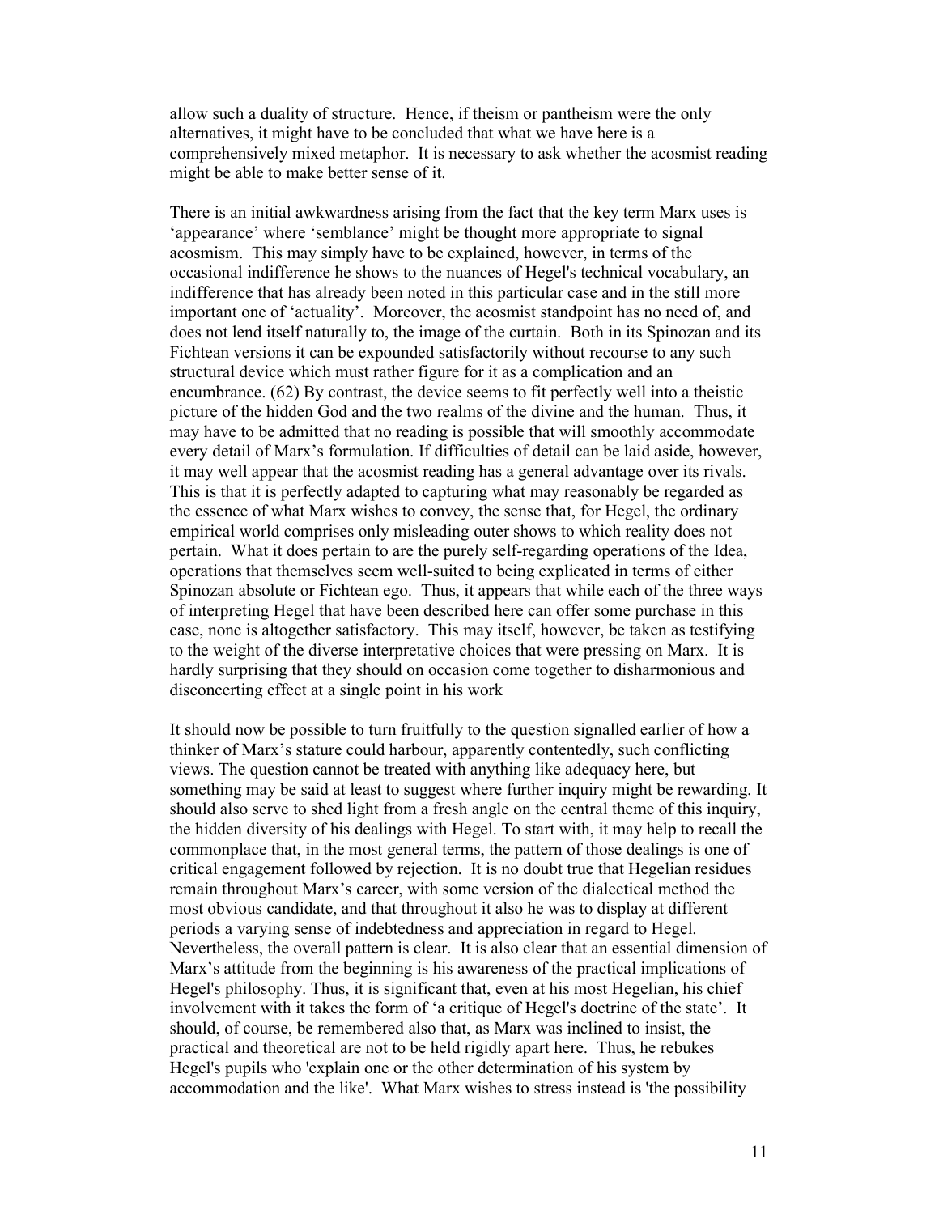allow such a duality of structure. Hence, if theism or pantheism were the only alternatives, it might have to be concluded that what we have here is a comprehensively mixed metaphor. It is necessary to ask whether the acosmist reading might be able to make better sense of it.

There is an initial awkwardness arising from the fact that the key term Marx uses is 'appearance' where 'semblance' might be thought more appropriate to signal acosmism. This may simply have to be explained, however, in terms of the occasional indifference he shows to the nuances of Hegel's technical vocabulary, an indifference that has already been noted in this particular case and in the still more important one of 'actuality'. Moreover, the acosmist standpoint has no need of, and does not lend itself naturally to, the image of the curtain. Both in its Spinozan and its Fichtean versions it can be expounded satisfactorily without recourse to any such structural device which must rather figure for it as a complication and an encumbrance. (62) By contrast, the device seems to fit perfectly well into a theistic picture of the hidden God and the two realms of the divine and the human. Thus, it may have to be admitted that no reading is possible that will smoothly accommodate every detail of Marx's formulation. If difficulties of detail can be laid aside, however, it may well appear that the acosmist reading has a general advantage over its rivals. This is that it is perfectly adapted to capturing what may reasonably be regarded as the essence of what Marx wishes to convey, the sense that, for Hegel, the ordinary empirical world comprises only misleading outer shows to which reality does not pertain. What it does pertain to are the purely self-regarding operations of the Idea, operations that themselves seem well-suited to being explicated in terms of either Spinozan absolute or Fichtean ego. Thus, it appears that while each of the three ways of interpreting Hegel that have been described here can offer some purchase in this case, none is altogether satisfactory. This may itself, however, be taken as testifying to the weight of the diverse interpretative choices that were pressing on Marx. It is hardly surprising that they should on occasion come together to disharmonious and disconcerting effect at a single point in his work

It should now be possible to turn fruitfully to the question signalled earlier of how a thinker of Marx's stature could harbour, apparently contentedly, such conflicting views. The question cannot be treated with anything like adequacy here, but something may be said at least to suggest where further inquiry might be rewarding. It should also serve to shed light from a fresh angle on the central theme of this inquiry, the hidden diversity of his dealings with Hegel. To start with, it may help to recall the commonplace that, in the most general terms, the pattern of those dealings is one of critical engagement followed by rejection. It is no doubt true that Hegelian residues remain throughout Marx's career, with some version of the dialectical method the most obvious candidate, and that throughout it also he was to display at different periods a varying sense of indebtedness and appreciation in regard to Hegel. Nevertheless, the overall pattern is clear. It is also clear that an essential dimension of Marx's attitude from the beginning is his awareness of the practical implications of Hegel's philosophy. Thus, it is significant that, even at his most Hegelian, his chief involvement with it takes the form of 'a critique of Hegel's doctrine of the state'. It should, of course, be remembered also that, as Marx was inclined to insist, the practical and theoretical are not to be held rigidly apart here. Thus, he rebukes Hegel's pupils who 'explain one or the other determination of his system by accommodation and the like'. What Marx wishes to stress instead is 'the possibility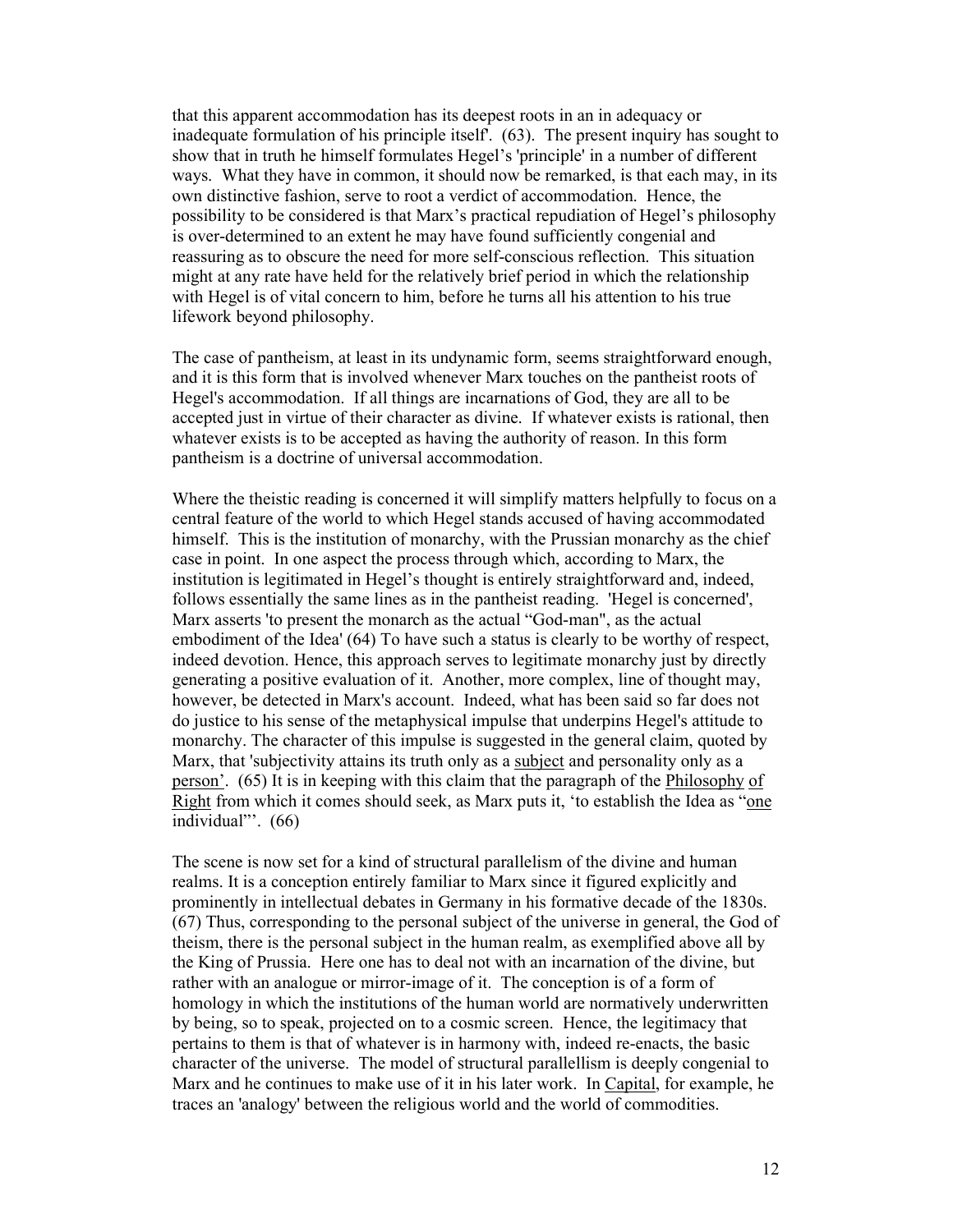that this apparent accommodation has its deepest roots in an in adequacy or inadequate formulation of his principle itself'. (63). The present inquiry has sought to show that in truth he himself formulates Hegel's 'principle' in a number of different ways. What they have in common, it should now be remarked, is that each may, in its own distinctive fashion, serve to root a verdict of accommodation. Hence, the possibility to be considered is that Marx's practical repudiation of Hegel's philosophy is over-determined to an extent he may have found sufficiently congenial and reassuring as to obscure the need for more self-conscious reflection. This situation might at any rate have held for the relatively brief period in which the relationship with Hegel is of vital concern to him, before he turns all his attention to his true lifework beyond philosophy.

The case of pantheism, at least in its undynamic form, seems straightforward enough, and it is this form that is involved whenever Marx touches on the pantheist roots of Hegel's accommodation. If all things are incarnations of God, they are all to be accepted just in virtue of their character as divine. If whatever exists is rational, then whatever exists is to be accepted as having the authority of reason. In this form pantheism is a doctrine of universal accommodation.

Where the theistic reading is concerned it will simplify matters helpfully to focus on a central feature of the world to which Hegel stands accused of having accommodated himself. This is the institution of monarchy, with the Prussian monarchy as the chief case in point. In one aspect the process through which, according to Marx, the institution is legitimated in Hegel's thought is entirely straightforward and, indeed, follows essentially the same lines as in the pantheist reading. 'Hegel is concerned', Marx asserts 'to present the monarch as the actual "God-man", as the actual embodiment of the Idea' (64) To have such a status is clearly to be worthy of respect, indeed devotion. Hence, this approach serves to legitimate monarchy just by directly generating a positive evaluation of it. Another, more complex, line of thought may, however, be detected in Marx's account. Indeed, what has been said so far does not do justice to his sense of the metaphysical impulse that underpins Hegel's attitude to monarchy. The character of this impulse is suggested in the general claim, quoted by Marx, that 'subjectivity attains its truth only as a <u>subject</u> and personality only as a <u>person</u>'. (65) It is in keeping with this claim that the paragraph of the <u>Philosophy of Right</u> from which it comes should seek, as Marx puts it, 'to establish the Idea as "<u>one</u> individual"'. (66)

The scene is now set for a kind of structural parallelism of the divine and human realms. It is a conception entirely familiar to Marx since it figured explicitly and prominently in intellectual debates in Germany in his formative decade of the 1830s. (67) Thus, corresponding to the personal subject of the universe in general, the God of theism, there is the personal subject in the human realm, as exemplified above all by the King of Prussia. Here one has to deal not with an incarnation of the divine, but rather with an analogue or mirror-image of it. The conception is of a form of homology in which the institutions of the human world are normatively underwritten by being, so to speak, projected on to a cosmic screen. Hence, the legitimacy that pertains to them is that of whatever is in harmony with, indeed re-enacts, the basic character of the universe. The model of structural parallellism is deeply congenial to Marx and he continues to make use of it in his later work. In <u>Capital</u>, for example, he traces an 'analogy' between the religious world and the world of commodities.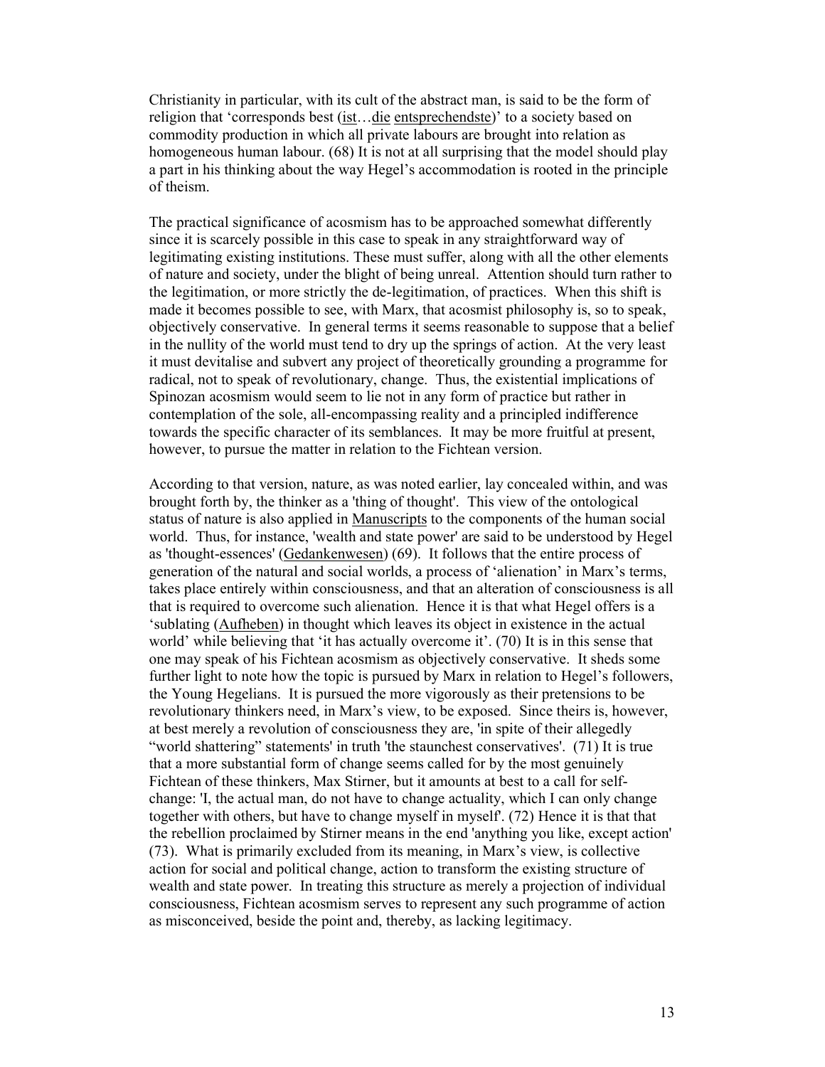Christianity in particular, with its cult of the abstract man, is said to be the form of religion that 'corresponds best (ist…die entsprechendste)' to a society based on commodity production in which all private labours are brought into relation as homogeneous human labour. (68) It is not at all surprising that the model should play a part in his thinking about the way Hegel's accommodation is rooted in the principle of theism.

The practical significance of acosmism has to be approached somewhat differently since it is scarcely possible in this case to speak in any straightforward way of legitimating existing institutions. These must suffer, along with all the other elements of nature and society, under the blight of being unreal. Attention should turn rather to the legitimation, or more strictly the de-legitimation, of practices. When this shift is made it becomes possible to see, with Marx, that acosmist philosophy is, so to speak, objectively conservative. In general terms it seems reasonable to suppose that a belief in the nullity of the world must tend to dry up the springs of action. At the very least it must devitalise and subvert any project of theoretically grounding a programme for radical, not to speak of revolutionary, change. Thus, the existential implications of Spinozan acosmism would seem to lie not in any form of practice but rather in contemplation of the sole, all-encompassing reality and a principled indifference towards the specific character of its semblances. It may be more fruitful at present, however, to pursue the matter in relation to the Fichtean version.

According to that version, nature, as was noted earlier, lay concealed within, and was brought forth by, the thinker as a 'thing of thought'. This view of the ontological status of nature is also applied in Manuscripts to the components of the human social world. Thus, for instance, 'wealth and state power' are said to be understood by Hegel as 'thought-essences' (Gedankenwesen) (69). It follows that the entire process of generation of the natural and social worlds, a process of 'alienation' in Marx's terms, takes place entirely within consciousness, and that an alteration of consciousness is all that is required to overcome such alienation. Hence it is that what Hegel offers is a 'sublating (Aufheben) in thought which leaves its object in existence in the actual world' while believing that 'it has actually overcome it'. (70) It is in this sense that one may speak of his Fichtean acosmism as objectively conservative. It sheds some further light to note how the topic is pursued by Marx in relation to Hegel's followers, the Young Hegelians. It is pursued the more vigorously as their pretensions to be revolutionary thinkers need, in Marx's view, to be exposed. Since theirs is, however, at best merely a revolution of consciousness they are, 'in spite of their allegedly "world shattering" statements' in truth 'the staunchest conservatives'. (71) It is true that a more substantial form of change seems called for by the most genuinely Fichtean of these thinkers, Max Stirner, but it amounts at best to a call for self-change: 'I, the actual man, do not have to change actuality, which I can only change together with others, but have to change myself in myself'. (72) Hence it is that that the rebellion proclaimed by Stirner means in the end 'anything you like, except action' (73). What is primarily excluded from its meaning, in Marx's view, is collective action for social and political change, action to transform the existing structure of wealth and state power. In treating this structure as merely a projection of individual consciousness, Fichtean acosmism serves to represent any such programme of action as misconceived, beside the point and, thereby, as lacking legitimacy.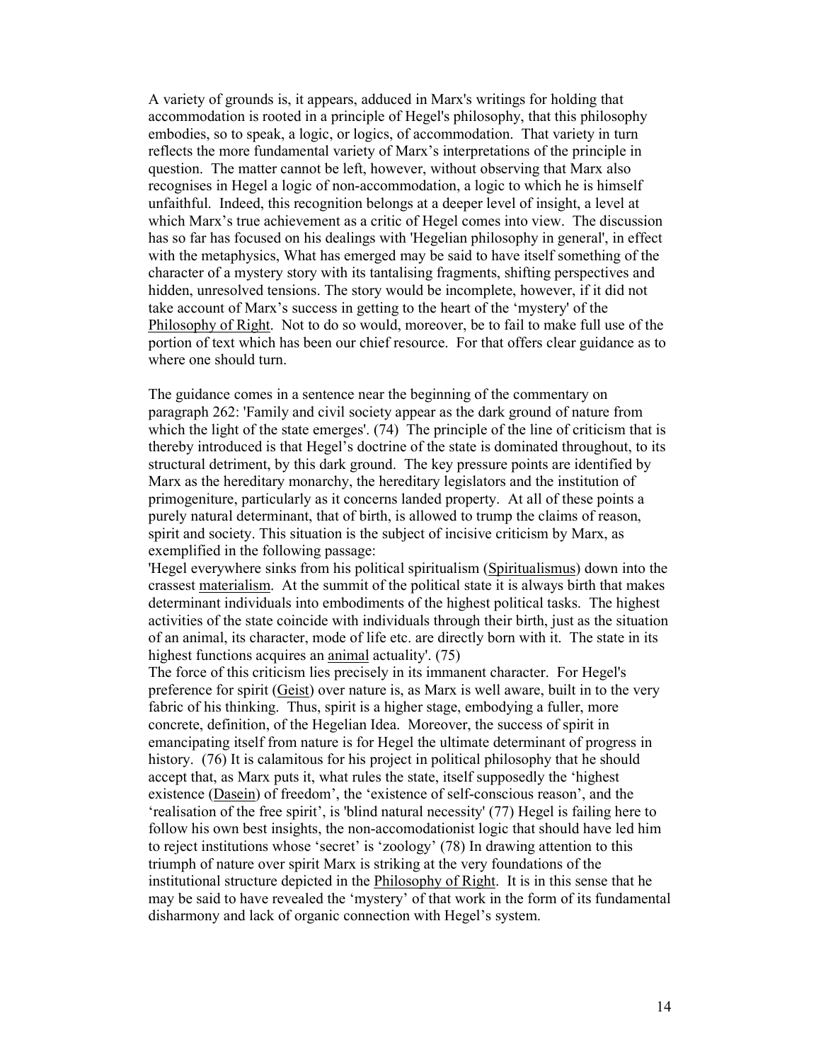A variety of grounds is, it appears, adduced in Marx's writings for holding that accommodation is rooted in a principle of Hegel's philosophy, that this philosophy embodies, so to speak, a logic, or logics, of accommodation. That variety in turn reflects the more fundamental variety of Marx's interpretations of the principle in question. The matter cannot be left, however, without observing that Marx also recognises in Hegel a logic of non-accommodation, a logic to which he is himself unfaithful. Indeed, this recognition belongs at a deeper level of insight, a level at which Marx's true achievement as a critic of Hegel comes into view. The discussion has so far has focused on his dealings with 'Hegelian philosophy in general', in effect with the metaphysics, What has emerged may be said to have itself something of the character of a mystery story with its tantalising fragments, shifting perspectives and hidden, unresolved tensions. The story would be incomplete, however, if it did not take account of Marx's success in getting to the heart of the 'mystery' of the Philosophy of Right. Not to do so would, moreover, be to fail to make full use of the portion of text which has been our chief resource. For that offers clear guidance as to where one should turn.

The guidance comes in a sentence near the beginning of the commentary on paragraph 262: 'Family and civil society appear as the dark ground of nature from which the light of the state emerges'. (74) The principle of the line of criticism that is thereby introduced is that Hegel's doctrine of the state is dominated throughout, to its structural detriment, by this dark ground. The key pressure points are identified by Marx as the hereditary monarchy, the hereditary legislators and the institution of primogeniture, particularly as it concerns landed property. At all of these points a purely natural determinant, that of birth, is allowed to trump the claims of reason, spirit and society. This situation is the subject of incisive criticism by Marx, as exemplified in the following passage:

'Hegel everywhere sinks from his political spiritualism (Spiritualismus) down into the crassest materialism. At the summit of the political state it is always birth that makes determinant individuals into embodiments of the highest political tasks. The highest activities of the state coincide with individuals through their birth, just as the situation of an animal, its character, mode of life etc. are directly born with it. The state in its highest functions acquires an animal actuality'. (75)

The force of this criticism lies precisely in its immanent character. For Hegel's preference for spirit (Geist) over nature is, as Marx is well aware, built in to the very fabric of his thinking. Thus, spirit is a higher stage, embodying a fuller, more concrete, definition, of the Hegelian Idea. Moreover, the success of spirit in emancipating itself from nature is for Hegel the ultimate determinant of progress in history. (76) It is calamitous for his project in political philosophy that he should accept that, as Marx puts it, what rules the state, itself supposedly the 'highest existence (Dasein) of freedom', the 'existence of self-conscious reason', and the 'realisation of the free spirit', is 'blind natural necessity' (77) Hegel is failing here to follow his own best insights, the non-accomodationist logic that should have led him to reject institutions whose 'secret' is 'zoology' (78) In drawing attention to this triumph of nature over spirit Marx is striking at the very foundations of the institutional structure depicted in the Philosophy of Right. It is in this sense that he may be said to have revealed the 'mystery' of that work in the form of its fundamental disharmony and lack of organic connection with Hegel's system.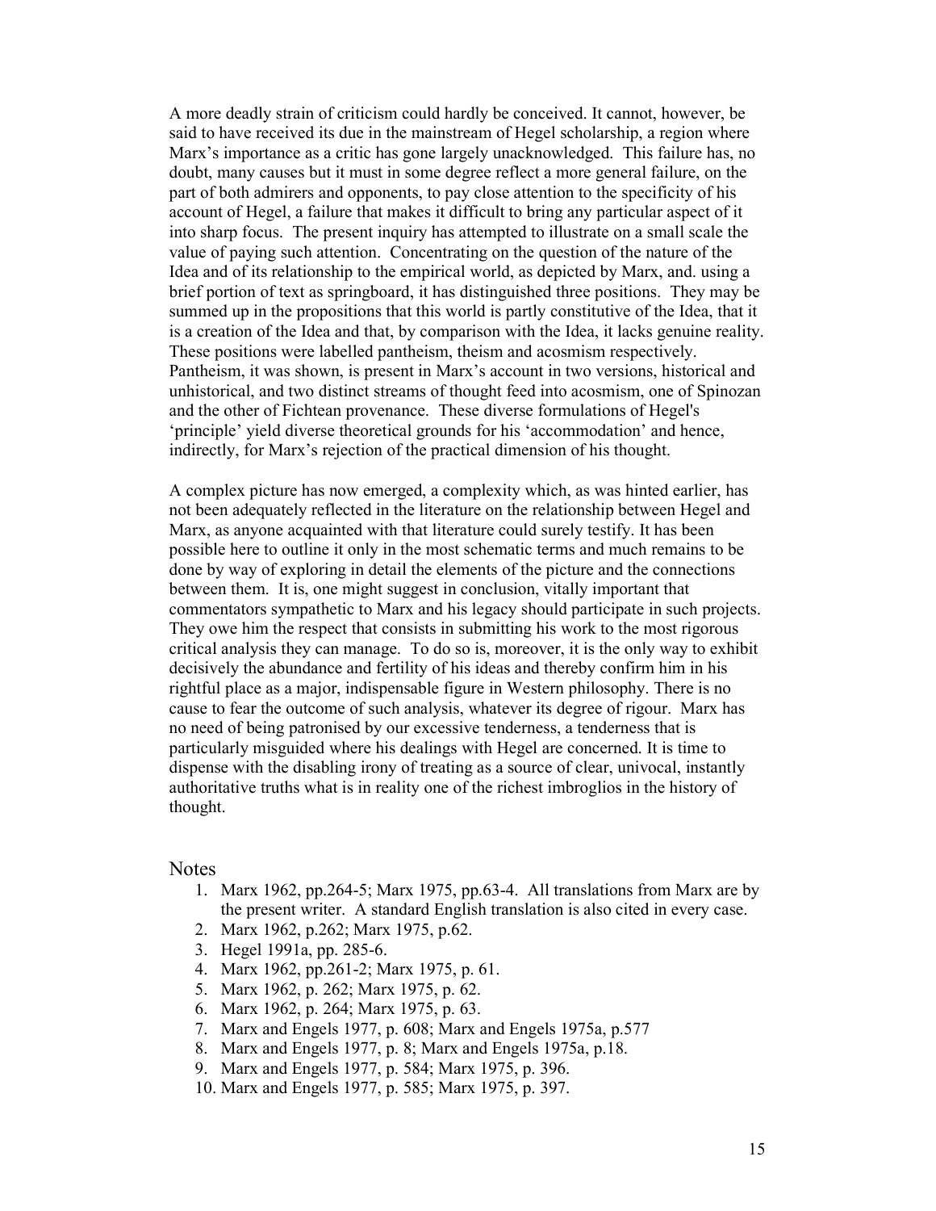A more deadly strain of criticism could hardly be conceived. It cannot, however, be said to have received its due in the mainstream of Hegel scholarship, a region where Marx's importance as a critic has gone largely unacknowledged. This failure has, no doubt, many causes but it must in some degree reflect a more general failure, on the part of both admirers and opponents, to pay close attention to the specificity of his account of Hegel, a failure that makes it difficult to bring any particular aspect of it into sharp focus. The present inquiry has attempted to illustrate on a small scale the value of paying such attention. Concentrating on the question of the nature of the Idea and of its relationship to the empirical world, as depicted by Marx, and. using a brief portion of text as springboard, it has distinguished three positions. They may be summed up in the propositions that this world is partly constitutive of the Idea, that it is a creation of the Idea and that, by comparison with the Idea, it lacks genuine reality. These positions were labelled pantheism, theism and acosmism respectively. Pantheism, it was shown, is present in Marx's account in two versions, historical and unhistorical, and two distinct streams of thought feed into acosmism, one of Spinozan and the other of Fichtean provenance. These diverse formulations of Hegel's 'principle' yield diverse theoretical grounds for his 'accommodation' and hence, indirectly, for Marx's rejection of the practical dimension of his thought.

A complex picture has now emerged, a complexity which, as was hinted earlier, has not been adequately reflected in the literature on the relationship between Hegel and Marx, as anyone acquainted with that literature could surely testify. It has been possible here to outline it only in the most schematic terms and much remains to be done by way of exploring in detail the elements of the picture and the connections between them. It is, one might suggest in conclusion, vitally important that commentators sympathetic to Marx and his legacy should participate in such projects. They owe him the respect that consists in submitting his work to the most rigorous critical analysis they can manage. To do so is, moreover, it is the only way to exhibit decisively the abundance and fertility of his ideas and thereby confirm him in his rightful place as a major, indispensable figure in Western philosophy. There is no cause to fear the outcome of such analysis, whatever its degree of rigour. Marx has no need of being patronised by our excessive tenderness, a tenderness that is particularly misguided where his dealings with Hegel are concerned. It is time to dispense with the disabling irony of treating as a source of clear, univocal, instantly authoritative truths what is in reality one of the richest imbroglios in the history of thought.

## Notes

1. Marx 1962, pp.264-5; Marx 1975, pp.63-4. All translations from Marx are by the present writer. A standard English translation is also cited in every case.
2. Marx 1962, p.262; Marx 1975, p.62.
3. Hegel 1991a, pp. 285-6.
4. Marx 1962, pp.261-2; Marx 1975, p. 61.
5. Marx 1962, p. 262; Marx 1975, p. 62.
6. Marx 1962, p. 264; Marx 1975, p. 63.
7. Marx and Engels 1977, p. 608; Marx and Engels 1975a, p.577
8. Marx and Engels 1977, p. 8; Marx and Engels 1975a, p.18.
9. Marx and Engels 1977, p. 584; Marx 1975, p. 396.
10. Marx and Engels 1977, p. 585; Marx 1975, p. 397.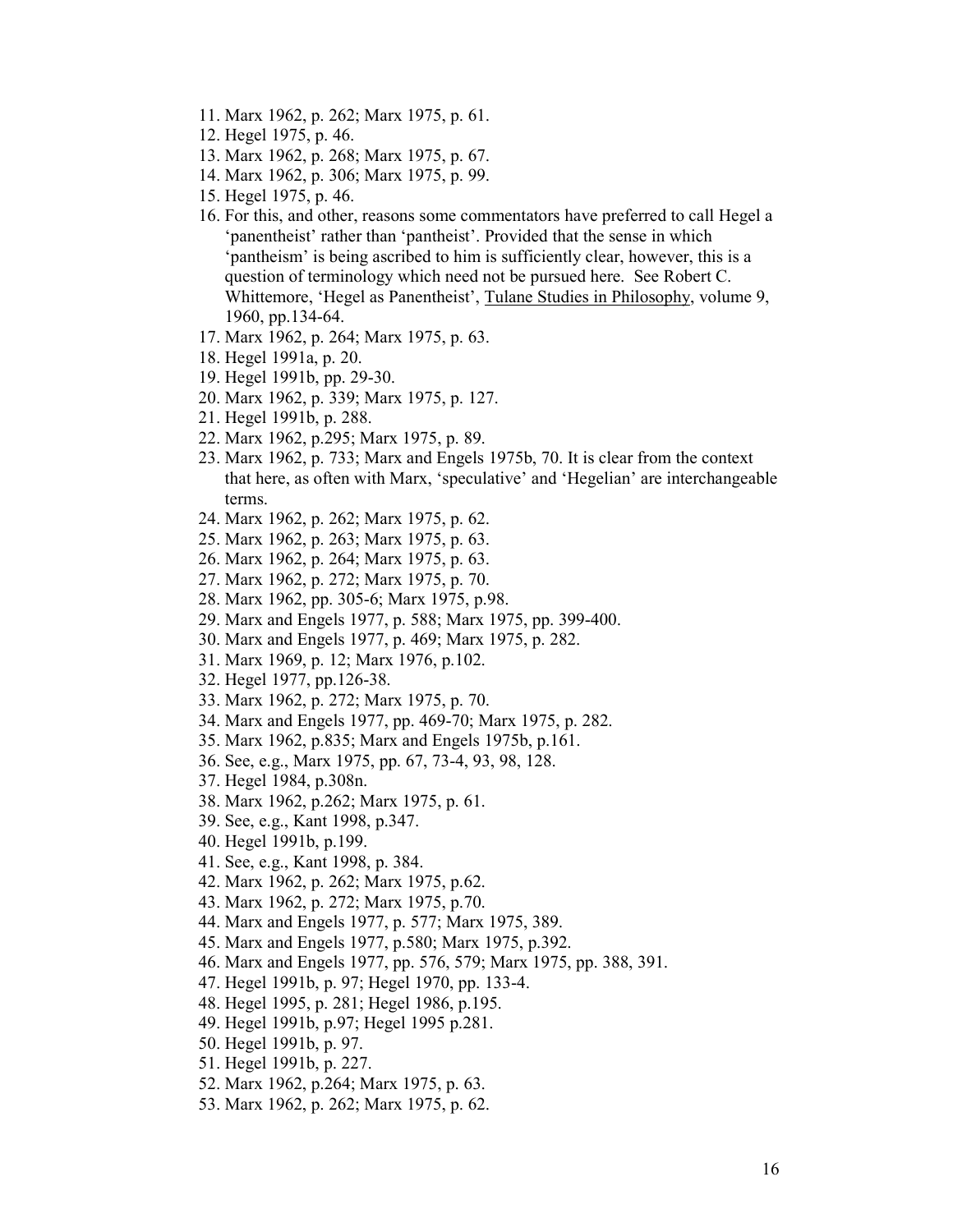11. Marx 1962, p. 262; Marx 1975, p. 61.
12. Hegel 1975, p. 46.
13. Marx 1962, p. 268; Marx 1975, p. 67.
14. Marx 1962, p. 306; Marx 1975, p. 99.
15. Hegel 1975, p. 46.
16. For this, and other, reasons some commentators have preferred to call Hegel a 'panentheist' rather than 'pantheist'. Provided that the sense in which 'pantheism' is being ascribed to him is sufficiently clear, however, this is a question of terminology which need not be pursued here. See Robert C. Whittemore, 'Hegel as Panentheist', Tulane Studies in Philosophy, volume 9, 1960, pp.134-64.
17. Marx 1962, p. 264; Marx 1975, p. 63.
18. Hegel 1991a, p. 20.
19. Hegel 1991b, pp. 29-30.
20. Marx 1962, p. 339; Marx 1975, p. 127.
21. Hegel 1991b, p. 288.
22. Marx 1962, p.295; Marx 1975, p. 89.
23. Marx 1962, p. 733; Marx and Engels 1975b, 70. It is clear from the context that here, as often with Marx, 'speculative' and 'Hegelian' are interchangeable terms.
24. Marx 1962, p. 262; Marx 1975, p. 62.
25. Marx 1962, p. 263; Marx 1975, p. 63.
26. Marx 1962, p. 264; Marx 1975, p. 63.
27. Marx 1962, p. 272; Marx 1975, p. 70.
28. Marx 1962, pp. 305-6; Marx 1975, p.98.
29. Marx and Engels 1977, p. 588; Marx 1975, pp. 399-400.
30. Marx and Engels 1977, p. 469; Marx 1975, p. 282.
31. Marx 1969, p. 12; Marx 1976, p.102.
32. Hegel 1977, pp.126-38.
33. Marx 1962, p. 272; Marx 1975, p. 70.
34. Marx and Engels 1977, pp. 469-70; Marx 1975, p. 282.
35. Marx 1962, p.835; Marx and Engels 1975b, p.161.
36. See, e.g., Marx 1975, pp. 67, 73-4, 93, 98, 128.
37. Hegel 1984, p.308n.
38. Marx 1962, p.262; Marx 1975, p. 61.
39. See, e.g., Kant 1998, p.347.
40. Hegel 1991b, p.199.
41. See, e.g., Kant 1998, p. 384.
42. Marx 1962, p. 262; Marx 1975, p.62.
43. Marx 1962, p. 272; Marx 1975, p.70.
44. Marx and Engels 1977, p. 577; Marx 1975, 389.
45. Marx and Engels 1977, p.580; Marx 1975, p.392.
46. Marx and Engels 1977, pp. 576, 579; Marx 1975, pp. 388, 391.
47. Hegel 1991b, p. 97; Hegel 1970, pp. 133-4.
48. Hegel 1995, p. 281; Hegel 1986, p.195.
49. Hegel 1991b, p.97; Hegel 1995 p.281.
50. Hegel 1991b, p. 97.
51. Hegel 1991b, p. 227.
52. Marx 1962, p.264; Marx 1975, p. 63.
53. Marx 1962, p. 262; Marx 1975, p. 62.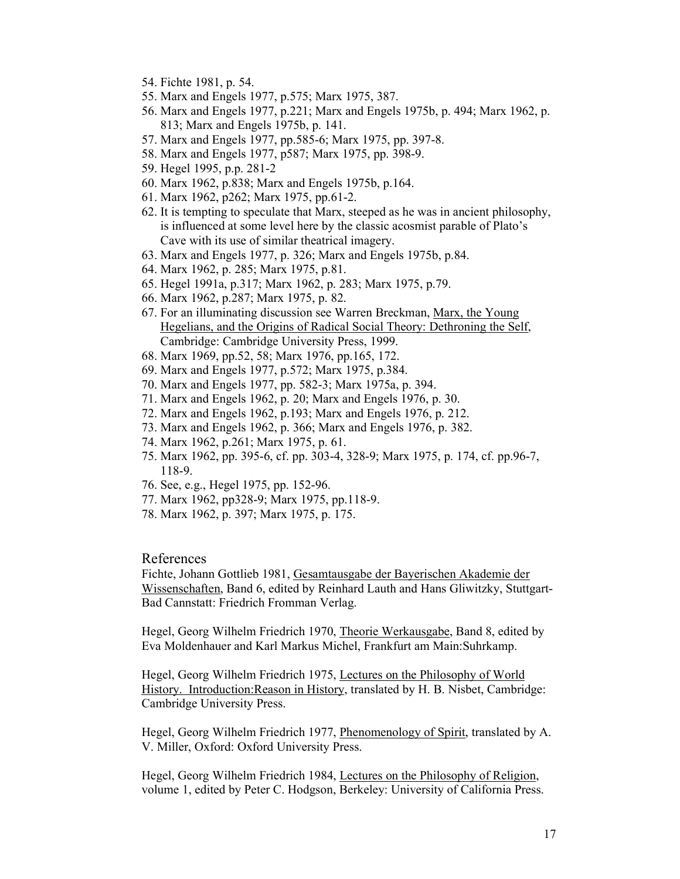54. Fichte 1981, p. 54.
55. Marx and Engels 1977, p.575; Marx 1975, 387.
56. Marx and Engels 1977, p.221; Marx and Engels 1975b, p. 494; Marx 1962, p. 813; Marx and Engels 1975b, p. 141.
57. Marx and Engels 1977, pp.585-6; Marx 1975, pp. 397-8.
58. Marx and Engels 1977, p587; Marx 1975, pp. 398-9.
59. Hegel 1995, p.p. 281-2
60. Marx 1962, p.838; Marx and Engels 1975b, p.164.
61. Marx 1962, p262; Marx 1975, pp.61-2.
62. It is tempting to speculate that Marx, steeped as he was in ancient philosophy, is influenced at some level here by the classic acosmist parable of Plato's Cave with its use of similar theatrical imagery.
63. Marx and Engels 1977, p. 326; Marx and Engels 1975b, p.84.
64. Marx 1962, p. 285; Marx 1975, p.81.
65. Hegel 1991a, p.317; Marx 1962, p. 283; Marx 1975, p.79.
66. Marx 1962, p.287; Marx 1975, p. 82.
67. For an illuminating discussion see Warren Breckman, Marx, the Young Hegelians, and the Origins of Radical Social Theory: Dethroning the Self, Cambridge: Cambridge University Press, 1999.
68. Marx 1969, pp.52, 58; Marx 1976, pp.165, 172.
69. Marx and Engels 1977, p.572; Marx 1975, p.384.
70. Marx and Engels 1977, pp. 582-3; Marx 1975a, p. 394.
71. Marx and Engels 1962, p. 20; Marx and Engels 1976, p. 30.
72. Marx and Engels 1962, p.193; Marx and Engels 1976, p. 212.
73. Marx and Engels 1962, p. 366; Marx and Engels 1976, p. 382.
74. Marx 1962, p.261; Marx 1975, p. 61.
75. Marx 1962, pp. 395-6, cf. pp. 303-4, 328-9; Marx 1975, p. 174, cf. pp.96-7, 118-9.
76. See, e.g., Hegel 1975, pp. 152-96.
77. Marx 1962, pp328-9; Marx 1975, pp.118-9.
78. Marx 1962, p. 397; Marx 1975, p. 175.

## References

Fichte, Johann Gottlieb 1981, Gesamtausgabe der Bayerischen Akademie der Wissenschaften, Band 6, edited by Reinhard Lauth and Hans Gliwitzky, Stuttgart-Bad Cannstatt: Friedrich Fromman Verlag.

Hegel, Georg Wilhelm Friedrich 1970, Theorie Werkausgabe, Band 8, edited by Eva Moldenhauer and Karl Markus Michel, Frankfurt am Main:Suhrkamp.

Hegel, Georg Wilhelm Friedrich 1975, Lectures on the Philosophy of World History. Introduction:Reason in History, translated by H. B. Nisbet, Cambridge: Cambridge University Press.

Hegel, Georg Wilhelm Friedrich 1977, Phenomenology of Spirit, translated by A. V. Miller, Oxford: Oxford University Press.

Hegel, Georg Wilhelm Friedrich 1984, Lectures on the Philosophy of Religion, volume 1, edited by Peter C. Hodgson, Berkeley: University of California Press.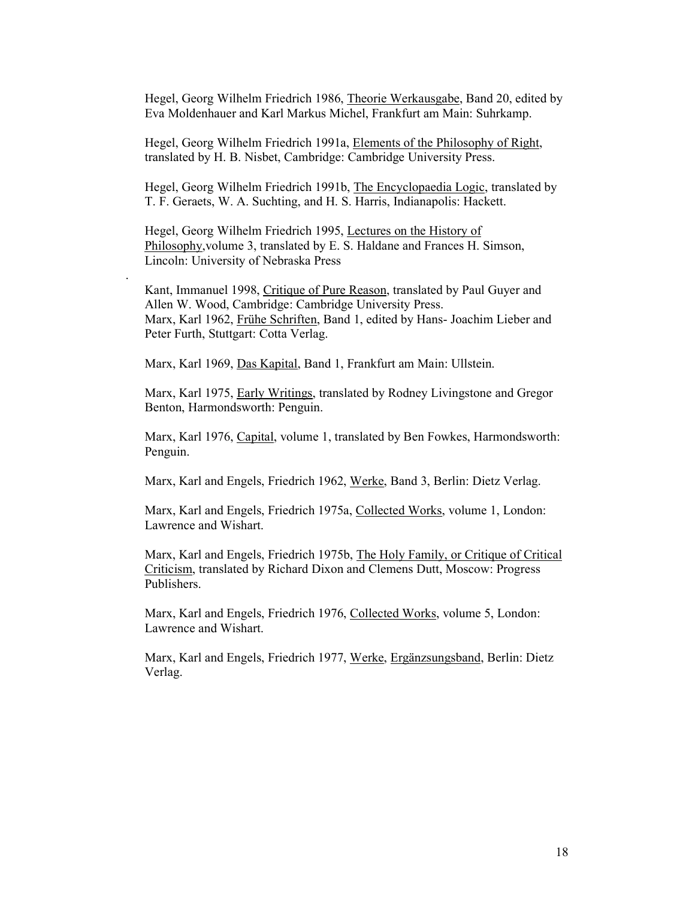Hegel, Georg Wilhelm Friedrich 1986, Theorie Werkausgabe, Band 20, edited by Eva Moldenhauer and Karl Markus Michel, Frankfurt am Main: Suhrkamp.

Hegel, Georg Wilhelm Friedrich 1991a, Elements of the Philosophy of Right, translated by H. B. Nisbet, Cambridge: Cambridge University Press.

Hegel, Georg Wilhelm Friedrich 1991b, The Encyclopaedia Logic, translated by T. F. Geraets, W. A. Suchting, and H. S. Harris, Indianapolis: Hackett.

Hegel, Georg Wilhelm Friedrich 1995, Lectures on the History of Philosophy,volume 3, translated by E. S. Haldane and Frances H. Simson, Lincoln: University of Nebraska Press

.

Kant, Immanuel 1998, Critique of Pure Reason, translated by Paul Guyer and Allen W. Wood, Cambridge: Cambridge University Press.
Marx, Karl 1962, Frühe Schriften, Band 1, edited by Hans- Joachim Lieber and Peter Furth, Stuttgart: Cotta Verlag.

Marx, Karl 1969, Das Kapital, Band 1, Frankfurt am Main: Ullstein.

Marx, Karl 1975, Early Writings, translated by Rodney Livingstone and Gregor Benton, Harmondsworth: Penguin.

Marx, Karl 1976, Capital, volume 1, translated by Ben Fowkes, Harmondsworth: Penguin.

Marx, Karl and Engels, Friedrich 1962, Werke, Band 3, Berlin: Dietz Verlag.

Marx, Karl and Engels, Friedrich 1975a, Collected Works, volume 1, London: Lawrence and Wishart.

Marx, Karl and Engels, Friedrich 1975b, The Holy Family, or Critique of Critical Criticism, translated by Richard Dixon and Clemens Dutt, Moscow: Progress Publishers.

Marx, Karl and Engels, Friedrich 1976, Collected Works, volume 5, London: Lawrence and Wishart.

Marx, Karl and Engels, Friedrich 1977, Werke, Ergänzungsband, Berlin: Dietz Verlag.